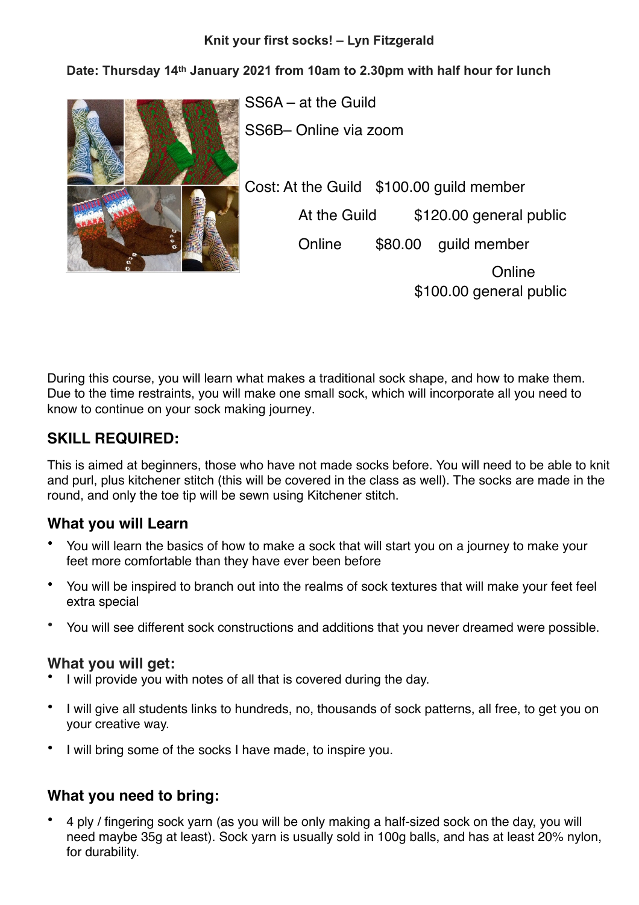**Knit your first socks! – Lyn Fitzgerald**

**Date: Thursday 14th January 2021 from 10am to 2.30pm with half hour for lunch**

SS6A – at the Guild

SS6B– Online via zoom

Cost: At the Guild $100.00 guild member

At the Guild $120.00 general public

Online $80.00 guild member

Online $100.00 general public

During this course, you will learn what makes a traditional sock shape, and how to make them. Due to the time restraints, you will make one small sock, which will incorporate all you need to know to continue on your sock making journey.

## SKILL REQUIRED:

This is aimed at beginners, those who have not made socks before. You will need to be able to knit and purl, plus kitchener stitch (this will be covered in the class as well). The socks are made in the round, and only the toe tip will be sewn using Kitchener stitch.

### What you will Learn

- You will learn the basics of how to make a sock that will start you on a journey to make your feet more comfortable than they have ever been before
- You will be inspired to branch out into the realms of sock textures that will make your feet feel extra special
- You will see different sock constructions and additions that you never dreamed were possible.

### What you will get:

- I will provide you with notes of all that is covered during the day.
- I will give all students links to hundreds, no, thousands of sock patterns, all free, to get you on your creative way.
- I will bring some of the socks I have made, to inspire you.

### What you need to bring:

- 4 ply / fingering sock yarn (as you will be only making a half-sized sock on the day, you will need maybe 35g at least). Sock yarn is usually sold in 100g balls, and has at least 20% nylon, for durability.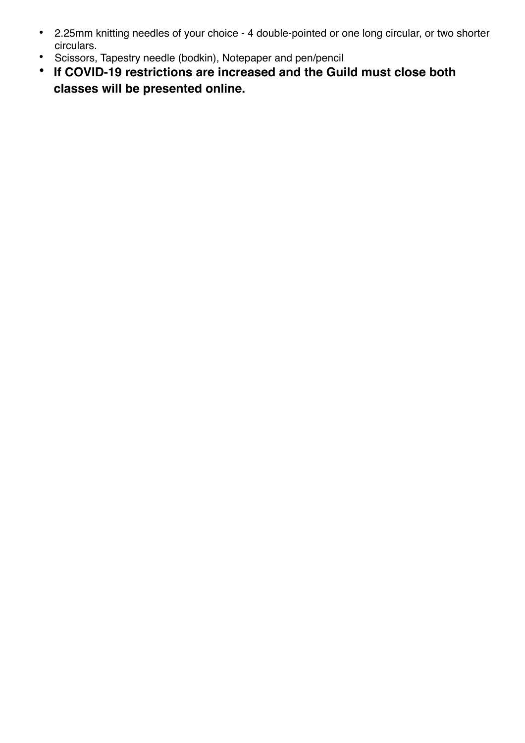- 2.25mm knitting needles of your choice - 4 double-pointed or one long circular, or two shorter circulars.
- Scissors, Tapestry needle (bodkin), Notepaper and pen/pencil
- **If COVID-19 restrictions are increased and the Guild must close both classes will be presented online.**